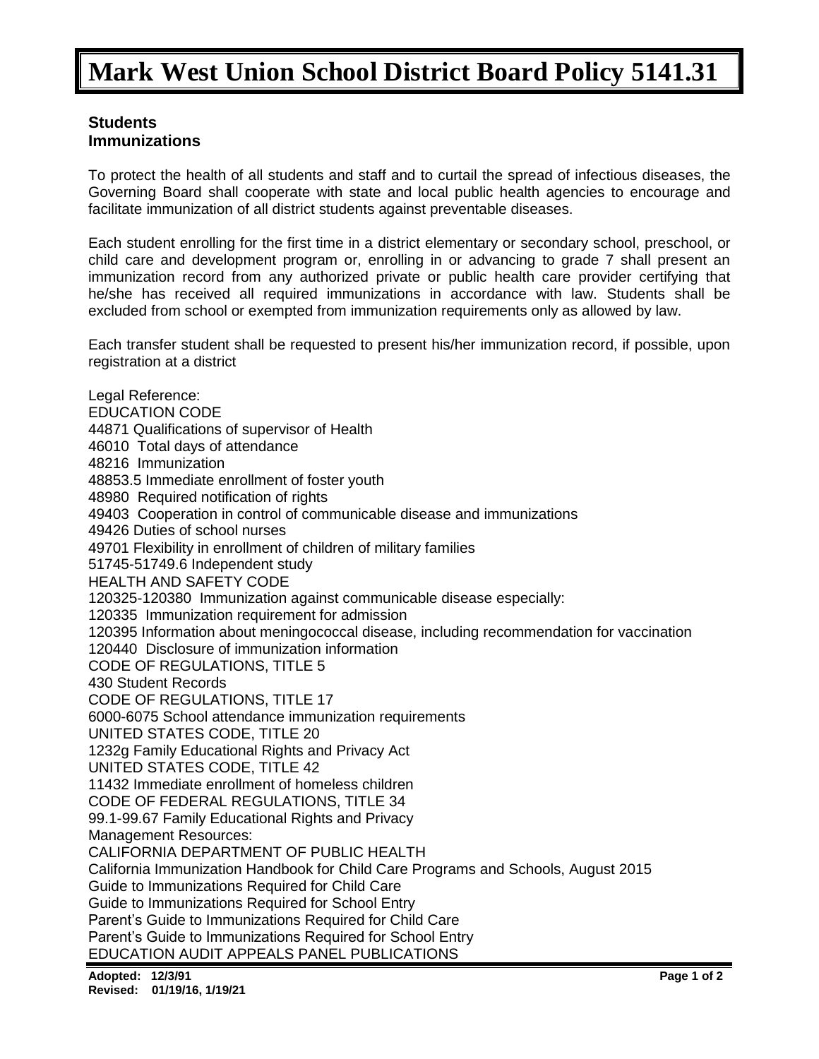# Mark West Union School District Board Policy 5141.31

**Students**
**Immunizations**

To protect the health of all students and staff and to curtail the spread of infectious diseases, the Governing Board shall cooperate with state and local public health agencies to encourage and facilitate immunization of all district students against preventable diseases.

Each student enrolling for the first time in a district elementary or secondary school, preschool, or child care and development program or, enrolling in or advancing to grade 7 shall present an immunization record from any authorized private or public health care provider certifying that he/she has received all required immunizations in accordance with law. Students shall be excluded from school or exempted from immunization requirements only as allowed by law.

Each transfer student shall be requested to present his/her immunization record, if possible, upon registration at a district

Legal Reference:
EDUCATION CODE
44871 Qualifications of supervisor of Health
46010 Total days of attendance
48216 Immunization
48853.5 Immediate enrollment of foster youth
48980 Required notification of rights
49403 Cooperation in control of communicable disease and immunizations
49426 Duties of school nurses
49701 Flexibility in enrollment of children of military families
51745-51749.6 Independent study
HEALTH AND SAFETY CODE
120325-120380 Immunization against communicable disease especially:
120335 Immunization requirement for admission
120395 Information about meningococcal disease, including recommendation for vaccination
120440 Disclosure of immunization information
CODE OF REGULATIONS, TITLE 5
430 Student Records
CODE OF REGULATIONS, TITLE 17
6000-6075 School attendance immunization requirements
UNITED STATES CODE, TITLE 20
1232g Family Educational Rights and Privacy Act
UNITED STATES CODE, TITLE 42
11432 Immediate enrollment of homeless children
CODE OF FEDERAL REGULATIONS, TITLE 34
99.1-99.67 Family Educational Rights and Privacy
Management Resources:
CALIFORNIA DEPARTMENT OF PUBLIC HEALTH
California Immunization Handbook for Child Care Programs and Schools, August 2015
Guide to Immunizations Required for Child Care
Guide to Immunizations Required for School Entry
Parent's Guide to Immunizations Required for Child Care
Parent's Guide to Immunizations Required for School Entry
EDUCATION AUDIT APPEALS PANEL PUBLICATIONS

**Adopted: 12/3/91**
**Revised: 01/19/16, 1/19/21**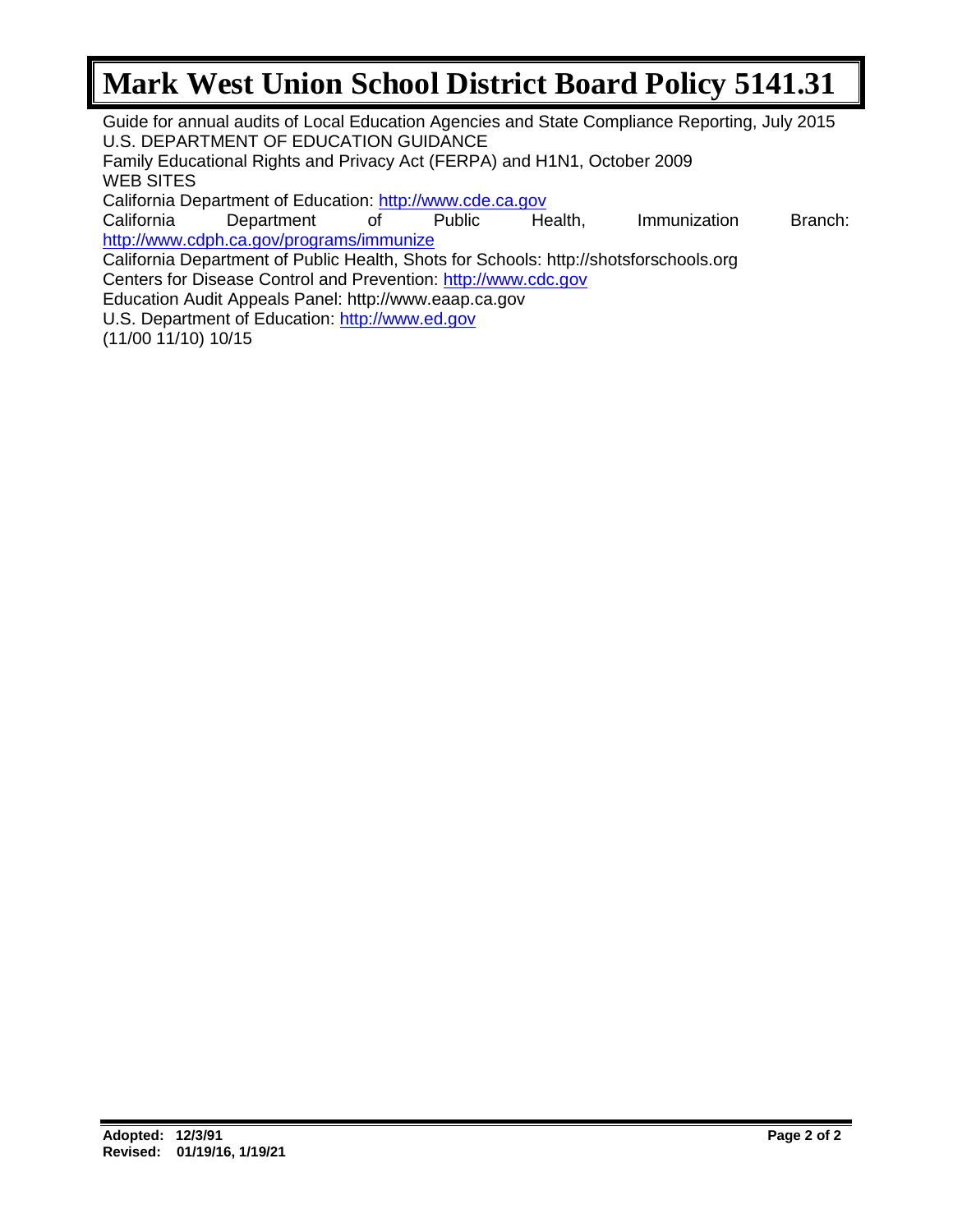Guide for annual audits of Local Education Agencies and State Compliance Reporting, July 2015

U.S. DEPARTMENT OF EDUCATION GUIDANCE

Family Educational Rights and Privacy Act (FERPA) and H1N1, October 2009

WEB SITES

California Department of Education: http://www.cde.ca.gov

California Department of Public Health, Immunization Branch: http://www.cdph.ca.gov/programs/immunize

California Department of Public Health, Shots for Schools: http://shotsforschools.org

Centers for Disease Control and Prevention: http://www.cdc.gov

Education Audit Appeals Panel: http://www.eaap.ca.gov

U.S. Department of Education: http://www.ed.gov

(11/00 11/10) 10/15

**Adopted: 12/3/91**
**Revised: 01/19/16, 1/19/21**